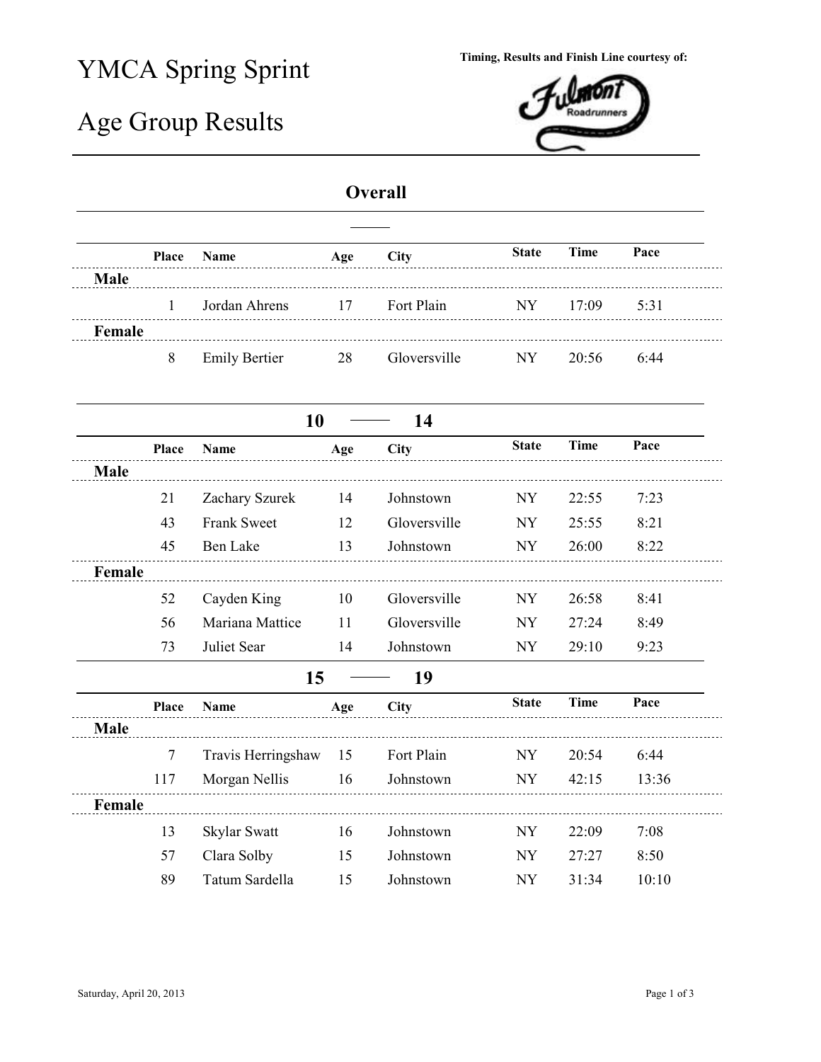# YMCA Spring Sprint

# Age Group Results

Timing, Results and Finish Line courtesy of:

## Overall

| | Place | Name | Age | City | State | Time | Pace |
|---|---|---|---|---|---|---|---|
| **Male** | | | | | | | |
| | 1 | Jordan Ahrens | 17 | Fort Plain | NY | 17:09 | 5:31 |
| **Female** | | | | | | | |
| | 8 | Emily Bertier | 28 | Gloversville | NY | 20:56 | 6:44 |

## 10 — 14

| | Place | Name | Age | City | State | Time | Pace |
|---|---|---|---|---|---|---|---|
| **Male** | | | | | | | |
| | 21 | Zachary Szurek | 14 | Johnstown | NY | 22:55 | 7:23 |
| | 43 | Frank Sweet | 12 | Gloversville | NY | 25:55 | 8:21 |
| | 45 | Ben Lake | 13 | Johnstown | NY | 26:00 | 8:22 |
| **Female** | | | | | | | |
| | 52 | Cayden King | 10 | Gloversville | NY | 26:58 | 8:41 |
| | 56 | Mariana Mattice | 11 | Gloversville | NY | 27:24 | 8:49 |
| | 73 | Juliet Sear | 14 | Johnstown | NY | 29:10 | 9:23 |

## 15 — 19

| | Place | Name | Age | City | State | Time | Pace |
|---|---|---|---|---|---|---|---|
| **Male** | | | | | | | |
| | 7 | Travis Herringshaw | 15 | Fort Plain | NY | 20:54 | 6:44 |
| | 117 | Morgan Nellis | 16 | Johnstown | NY | 42:15 | 13:36 |
| **Female** | | | | | | | |
| | 13 | Skylar Swatt | 16 | Johnstown | NY | 22:09 | 7:08 |
| | 57 | Clara Solby | 15 | Johnstown | NY | 27:27 | 8:50 |
| | 89 | Tatum Sardella | 15 | Johnstown | NY | 31:34 | 10:10 |

Saturday, April 20, 2013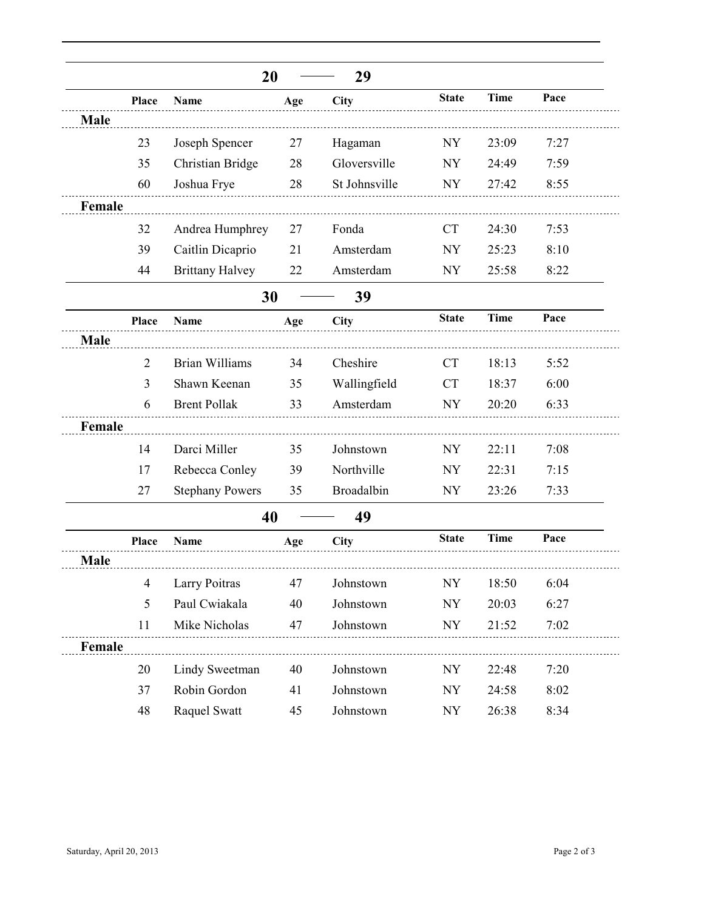## 20 — 29

| | Place | Name | Age | City | State | Time | Pace |
|---|---|---|---|---|---|---|---|
| **Male** | | | | | | | |
| | 23 | Joseph Spencer | 27 | Hagaman | NY | 23:09 | 7:27 |
| | 35 | Christian Bridge | 28 | Gloversville | NY | 24:49 | 7:59 |
| | 60 | Joshua Frye | 28 | St Johnsville | NY | 27:42 | 8:55 |
| **Female** | | | | | | | |
| | 32 | Andrea Humphrey | 27 | Fonda | CT | 24:30 | 7:53 |
| | 39 | Caitlin Dicaprio | 21 | Amsterdam | NY | 25:23 | 8:10 |
| | 44 | Brittany Halvey | 22 | Amsterdam | NY | 25:58 | 8:22 |

## 30 — 39

| | Place | Name | Age | City | State | Time | Pace |
|---|---|---|---|---|---|---|---|
| **Male** | | | | | | | |
| | 2 | Brian Williams | 34 | Cheshire | CT | 18:13 | 5:52 |
| | 3 | Shawn Keenan | 35 | Wallingfield | CT | 18:37 | 6:00 |
| | 6 | Brent Pollak | 33 | Amsterdam | NY | 20:20 | 6:33 |
| **Female** | | | | | | | |
| | 14 | Darci Miller | 35 | Johnstown | NY | 22:11 | 7:08 |
| | 17 | Rebecca Conley | 39 | Northville | NY | 22:31 | 7:15 |
| | 27 | Stephany Powers | 35 | Broadalbin | NY | 23:26 | 7:33 |

## 40 — 49

| | Place | Name | Age | City | State | Time | Pace |
|---|---|---|---|---|---|---|---|
| **Male** | | | | | | | |
| | 4 | Larry Poitras | 47 | Johnstown | NY | 18:50 | 6:04 |
| | 5 | Paul Cwiakala | 40 | Johnstown | NY | 20:03 | 6:27 |
| | 11 | Mike Nicholas | 47 | Johnstown | NY | 21:52 | 7:02 |
| **Female** | | | | | | | |
| | 20 | Lindy Sweetman | 40 | Johnstown | NY | 22:48 | 7:20 |
| | 37 | Robin Gordon | 41 | Johnstown | NY | 24:58 | 8:02 |
| | 48 | Raquel Swatt | 45 | Johnstown | NY | 26:38 | 8:34 |

Saturday, April 20, 2013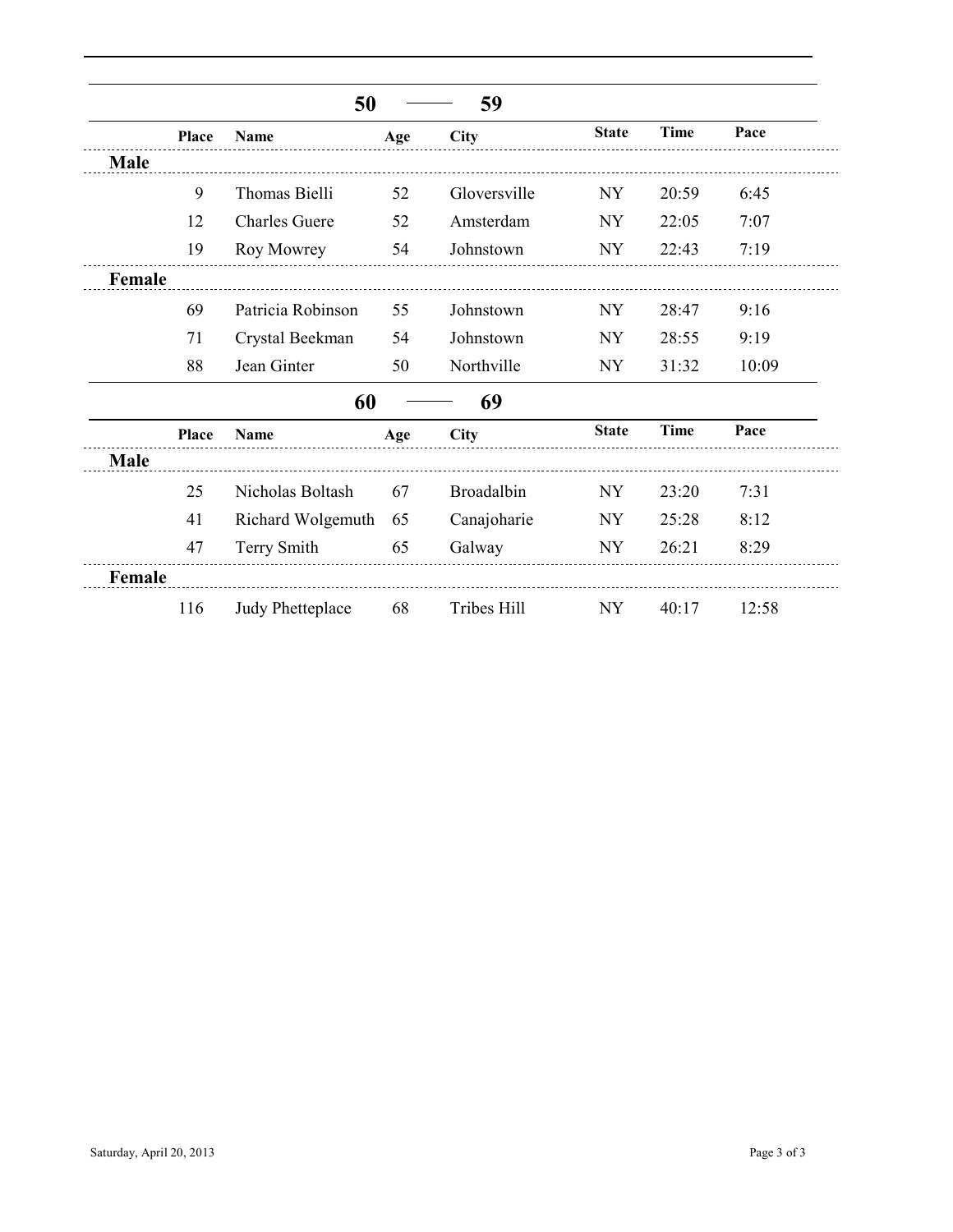## 50 — 59

| | Place | Name | Age | City | State | Time | Pace |
|---|---|---|---|---|---|---|---|
| **Male** | | | | | | | |
| | 9 | Thomas Bielli | 52 | Gloversville | NY | 20:59 | 6:45 |
| | 12 | Charles Guere | 52 | Amsterdam | NY | 22:05 | 7:07 |
| | 19 | Roy Mowrey | 54 | Johnstown | NY | 22:43 | 7:19 |
| **Female** | | | | | | | |
| | 69 | Patricia Robinson | 55 | Johnstown | NY | 28:47 | 9:16 |
| | 71 | Crystal Beekman | 54 | Johnstown | NY | 28:55 | 9:19 |
| | 88 | Jean Ginter | 50 | Northville | NY | 31:32 | 10:09 |

## 60 — 69

| | Place | Name | Age | City | State | Time | Pace |
|---|---|---|---|---|---|---|---|
| **Male** | | | | | | | |
| | 25 | Nicholas Boltash | 67 | Broadalbin | NY | 23:20 | 7:31 |
| | 41 | Richard Wolgemuth | 65 | Canajoharie | NY | 25:28 | 8:12 |
| | 47 | Terry Smith | 65 | Galway | NY | 26:21 | 8:29 |
| **Female** | | | | | | | |
| | 116 | Judy Phetteplace | 68 | Tribes Hill | NY | 40:17 | 12:58 |

Saturday, April 20, 2013